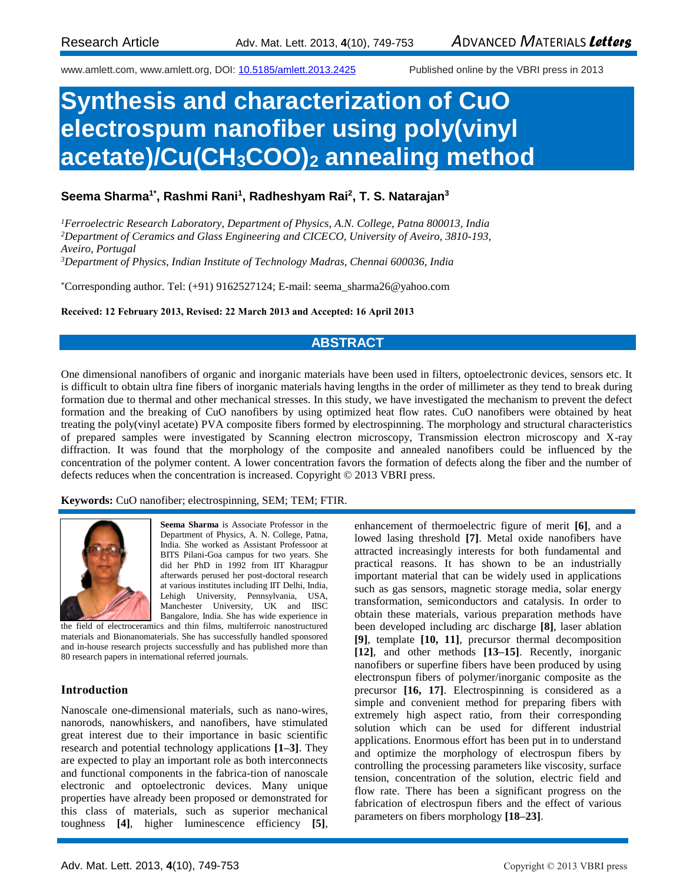Research Article

www.amlett.com, www.amlett.org, DOI: 10.5185/amlett.2013.2425 Published online by the VBRI press in 2013

# Synthesis and characterization of CuO electrospum nanofiber using poly(vinyl acetate)/$Cu(CH_3COO)_2$ annealing method

**Seema Sharma[1*], Rashmi Rani[1], Radheshyam Rai[2], T. S. Natarajan[3]**

*[1]Ferroelectric Research Laboratory, Department of Physics, A.N. College, Patna 800013, India*
*[2]Department of Ceramics and Glass Engineering and CICECO, University of Aveiro, 3810-193, Aveiro, Portugal*
*[3]Department of Physics, Indian Institute of Technology Madras, Chennai 600036, India*

*Corresponding author. Tel: (+91) 9162527124; E-mail: seema_sharma26@yahoo.com

**Received: 12 February 2013, Revised: 22 March 2013 and Accepted: 16 April 2013**

## ABSTRACT

One dimensional nanofibers of organic and inorganic materials have been used in filters, optoelectronic devices, sensors etc. It is difficult to obtain ultra fine fibers of inorganic materials having lengths in the order of millimeter as they tend to break during formation due to thermal and other mechanical stresses. In this study, we have investigated the mechanism to prevent the defect formation and the breaking of CuO nanofibers by using optimized heat flow rates. CuO nanofibers were obtained by heat treating the poly(vinyl acetate) PVA composite fibers formed by electrospinning. The morphology and structural characteristics of prepared samples were investigated by Scanning electron microscopy, Transmission electron microscopy and X-ray diffraction. It was found that the morphology of the composite and annealed nanofibers could be influenced by the concentration of the polymer content. A lower concentration favors the formation of defects along the fiber and the number of defects reduces when the concentration is increased. Copyright © 2013 VBRI press.

**Keywords:** CuO nanofiber; electrospinning, SEM; TEM; FTIR.

**Seema Sharma** is Associate Professor in the Department of Physics, A. N. College, Patna, India. She worked as Assistant Professoor at BITS Pilani-Goa campus for two years. She did her PhD in 1992 from IIT Kharagpur afterwards perused her post-doctoral research at various institutes including IIT Delhi, India, Lehigh University, Pennsylvania, USA, Manchester University, UK and IISC Bangalore, India. She has wide experience in the field of electroceramics and thin films, multiferroic nanostructured materials and Bionanomaterials. She has successfully handled sponsored and in-house research projects successfully and has published more than 80 research papers in international referred journals.

## Introduction

Nanoscale one-dimensional materials, such as nano-wires, nanorods, nanowhiskers, and nanofibers, have stimulated great interest due to their importance in basic scientific research and potential technology applications **[1–3]**. They are expected to play an important role as both interconnects and functional components in the fabrica-tion of nanoscale electronic and optoelectronic devices. Many unique properties have already been proposed or demonstrated for this class of materials, such as superior mechanical toughness **[4]**, higher luminescence efficiency **[5]**, enhancement of thermoelectric figure of merit **[6]**, and a lowed lasing threshold **[7]**. Metal oxide nanofibers have attracted increasingly interests for both fundamental and practical reasons. It has shown to be an industrially important material that can be widely used in applications such as gas sensors, magnetic storage media, solar energy transformation, semiconductors and catalysis. In order to obtain these materials, various preparation methods have been developed including arc discharge **[8]**, laser ablation **[9]**, template **[10, 11]**, precursor thermal decomposition **[12]**, and other methods **[13–15]**. Recently, inorganic nanofibers or superfine fibers have been produced by using electronspun fibers of polymer/inorganic composite as the precursor **[16, 17]**. Electrospinning is considered as a simple and convenient method for preparing fibers with extremely high aspect ratio, from their corresponding solution which can be used for different industrial applications. Enormous effort has been put in to understand and optimize the morphology of electrospun fibers by controlling the processing parameters like viscosity, surface tension, concentration of the solution, electric field and flow rate. There has been a significant progress on the fabrication of electrospun fibers and the effect of various parameters on fibers morphology **[18–23]**.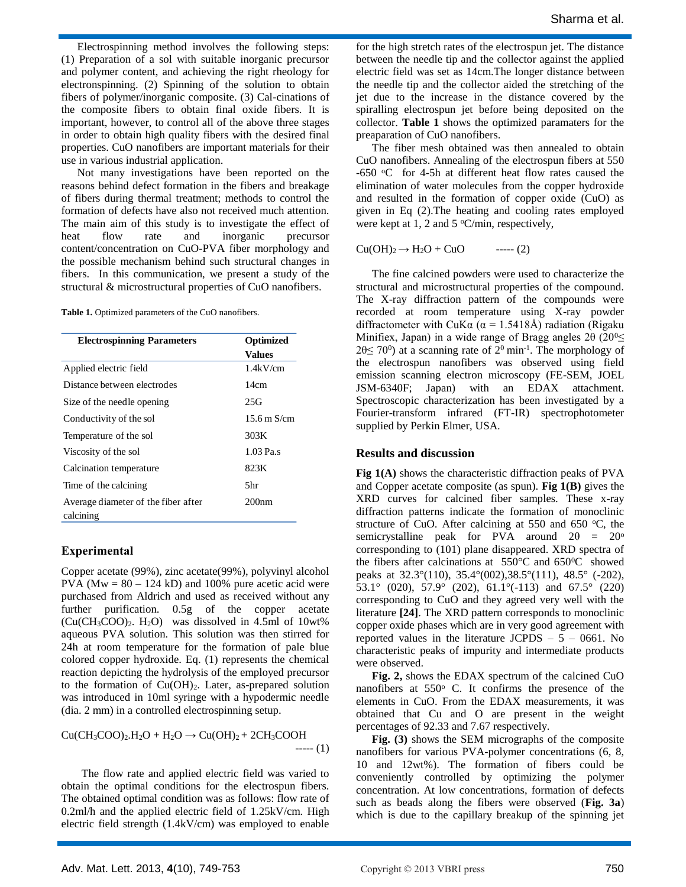Electrospinning method involves the following steps: (1) Preparation of a sol with suitable inorganic precursor and polymer content, and achieving the right rheology for electrospinning. (2) Spinning of the solution to obtain fibers of polymer/inorganic composite. (3) Cal-cinations of the composite fibers to obtain final oxide fibers. It is important, however, to control all of the above three stages in order to obtain high quality fibers with the desired final properties. CuO nanofibers are important materials for their use in various industrial application.

Not many investigations have been reported on the reasons behind defect formation in the fibers and breakage of fibers during thermal treatment; methods to control the formation of defects have also not received much attention. The main aim of this study is to investigate the effect of heat flow rate and inorganic precursor content/concentration on CuO-PVA fiber morphology and the possible mechanism behind such structural changes in fibers. In this communication, we present a study of the structural & microstructural properties of CuO nanofibers.

**Table 1.** Optimized parameters of the CuO nanofibers.

| Electrospinning Parameters | Optimized Values |
|---|---|
| Applied electric field | 1.4kV/cm |
| Distance between electrodes | 14cm |
| Size of the needle opening | 25G |
| Conductivity of the sol | 15.6 m S/cm |
| Temperature of the sol | 303K |
| Viscosity of the sol | 1.03 Pa.s |
| Calcination temperature | 823K |
| Time of the calcining | 5hr |
| Average diameter of the fiber after calcining | 200nm |

## Experimental

Copper acetate (99%), zinc acetate(99%), polyvinyl alcohol PVA (Mw = 80 – 124 kD) and 100% pure acetic acid were purchased from Aldrich and used as received without any further purification. 0.5g of the copper acetate ($Cu(CH_3COO)_2.H_2O$) was dissolved in 4.5ml of 10wt% aqueous PVA solution. This solution was then stirred for 24h at room temperature for the formation of pale blue colored copper hydroxide. Eq. (1) represents the chemical reaction depicting the hydrolysis of the employed precursor to the formation of $Cu(OH)_2$. Later, as-prepared solution was introduced in 10ml syringe with a hypodermic needle (dia. 2 mm) in a controlled electrospinning setup.

$$Cu(CH_3COO)_2.H_2O + H_2O \rightarrow Cu(OH)_2 + 2CH_3COOH \quad \text{----- (1)}$$

The flow rate and applied electric field was varied to obtain the optimal conditions for the electrospun fibers. The obtained optimal condition was as follows: flow rate of 0.2ml/h and the applied electric field of 1.25kV/cm. High electric field strength (1.4kV/cm) was employed to enable for the high stretch rates of the electrospun jet. The distance between the needle tip and the collector against the applied electric field was set as 14cm.The longer distance between the needle tip and the collector aided the stretching of the jet due to the increase in the distance covered by the spiralling electrospun jet before being deposited on the collector. **Table 1** shows the optimized paramaters for the preaparation of CuO nanofibers.

The fiber mesh obtained was then annealed to obtain CuO nanofibers. Annealing of the electrospun fibers at 550 -650 °C for 4-5h at different heat flow rates caused the elimination of water molecules from the copper hydroxide and resulted in the formation of copper oxide (CuO) as given in Eq (2).The heating and cooling rates employed were kept at 1, 2 and 5 °C/min, respectively,

$$Cu(OH)_2 \rightarrow H_2O + CuO \quad \text{----- (2)}$$

The fine calcined powders were used to characterize the structural and microstructural properties of the compound. The X-ray diffraction pattern of the compounds were recorded at room temperature using X-ray powder diffractometer with CuKα (α = 1.5418Å) radiation (Rigaku Minifiex, Japan) in a wide range of Bragg angles 2θ ($20^0 \leq 2\theta \leq 70^0$) at a scanning rate of $2^0$ min$^{-1}$. The morphology of the electrospun nanofibers was observed using field emission scanning electron microscopy (FE-SEM, JOEL JSM-6340F; Japan) with an EDAX attachment. Spectroscopic characterization has been investigated by a Fourier-transform infrared (FT-IR) spectrophotometer supplied by Perkin Elmer, USA.

## Results and discussion

**Fig 1(A)** shows the characteristic diffraction peaks of PVA and Copper acetate composite (as spun). **Fig 1(B)** gives the XRD curves for calcined fiber samples. These x-ray diffraction patterns indicate the formation of monoclinic structure of CuO. After calcining at 550 and 650 °C, the semicrystalline peak for PVA around 2θ = 20° corresponding to (101) plane disappeared. XRD spectra of the fibers after calcinations at 550°C and 650°C showed peaks at 32.3°(110), 35.4°(002),38.5°(111), 48.5° (-202), 53.1° (020), 57.9° (202), 61.1°(-113) and 67.5° (220) corresponding to CuO and they agreed very well with the literature **[24]**. The XRD pattern corresponds to monoclinic copper oxide phases which are in very good agreement with reported values in the literature JCPDS – 5 – 0661. No characteristic peaks of impurity and intermediate products were observed.

**Fig. 2,** shows the EDAX spectrum of the calcined CuO nanofibers at 550° C. It confirms the presence of the elements in CuO. From the EDAX measurements, it was obtained that Cu and O are present in the weight percentages of 92.33 and 7.67 respectively.

**Fig. (3)** shows the SEM micrographs of the composite nanofibers for various PVA-polymer concentrations (6, 8, 10 and 12wt%). The formation of fibers could be conveniently controlled by optimizing the polymer concentration. At low concentrations, formation of defects such as beads along the fibers were observed (**Fig. 3a**) which is due to the capillary breakup of the spinning jet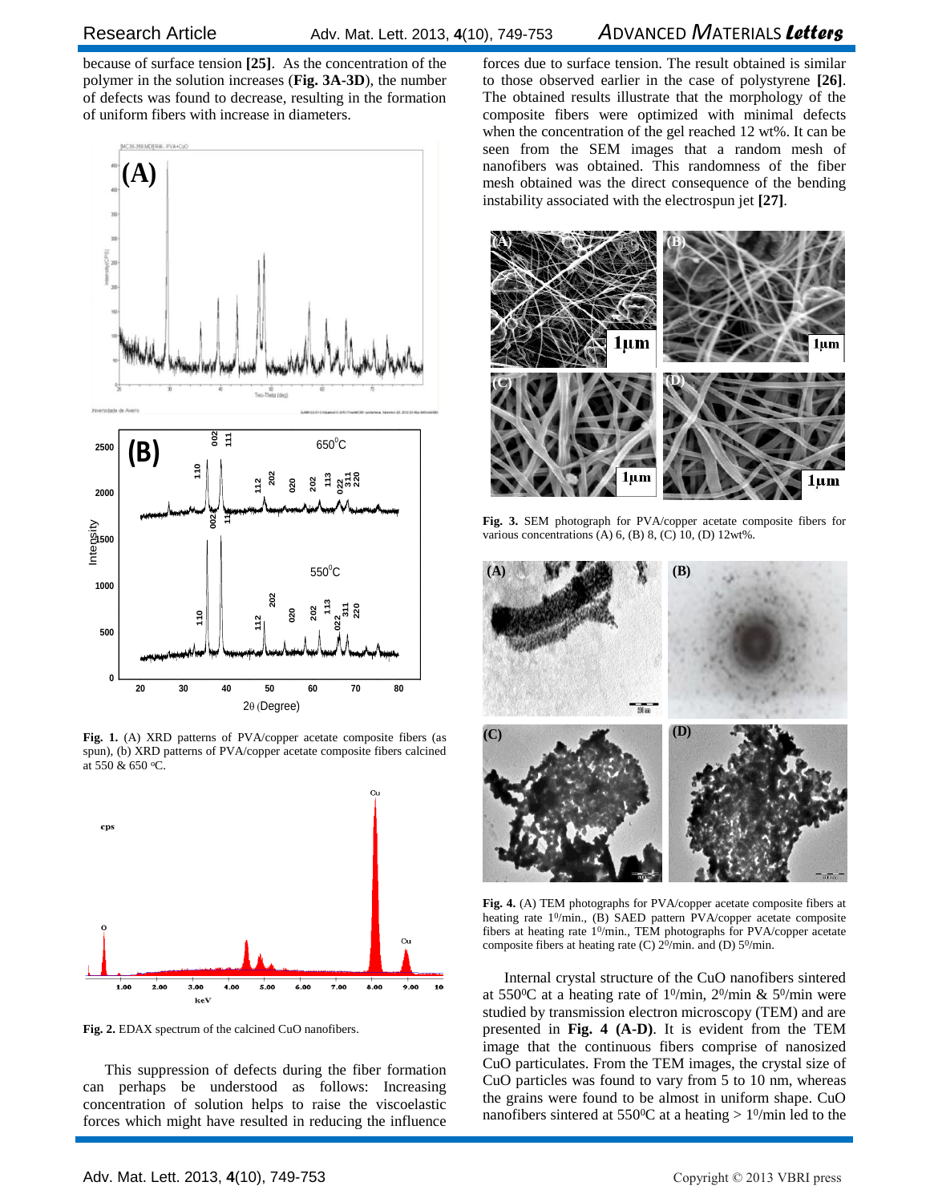because of surface tension **[25]**. As the concentration of the polymer in the solution increases (**Fig. 3A-3D**), the number of defects was found to decrease, resulting in the formation of uniform fibers with increase in diameters.

**Fig. 1.** (A) XRD patterns of PVA/copper acetate composite fibers (as spun), (b) XRD patterns of PVA/copper acetate composite fibers calcined at 550 & 650 °C.

**Fig. 2.** EDAX spectrum of the calcined CuO nanofibers.

This suppression of defects during the fiber formation can perhaps be understood as follows: Increasing concentration of solution helps to raise the viscoelastic forces which might have resulted in reducing the influence forces due to surface tension. The result obtained is similar to those observed earlier in the case of polystyrene **[26]**. The obtained results illustrate that the morphology of the composite fibers were optimized with minimal defects when the concentration of the gel reached 12 wt%. It can be seen from the SEM images that a random mesh of nanofibers was obtained. This randomness of the fiber mesh obtained was the direct consequence of the bending instability associated with the electrospun jet **[27]**.

**Fig. 3.** SEM photograph for PVA/copper acetate composite fibers for various concentrations (A) 6, (B) 8, (C) 10, (D) 12wt%.

**Fig. 4.** (A) TEM photographs for PVA/copper acetate composite fibers at heating rate $1^0$/min., (B) SAED pattern PVA/copper acetate composite fibers at heating rate $1^0$/min., TEM photographs for PVA/copper acetate composite fibers at heating rate (C) $2^0$/min. and (D) $5^0$/min.

Internal crystal structure of the CuO nanofibers sintered at $550^0$C at a heating rate of $1^0$/min, $2^0$/min & $5^0$/min were studied by transmission electron microscopy (TEM) and are presented in **Fig. 4 (A-D)**. It is evident from the TEM image that the continuous fibers comprise of nanosized CuO particulates. From the TEM images, the crystal size of CuO particles was found to vary from 5 to 10 nm, whereas the grains were found to be almost in uniform shape. CuO nanofibers sintered at $550^0$C at a heating > $1^0$/min led to the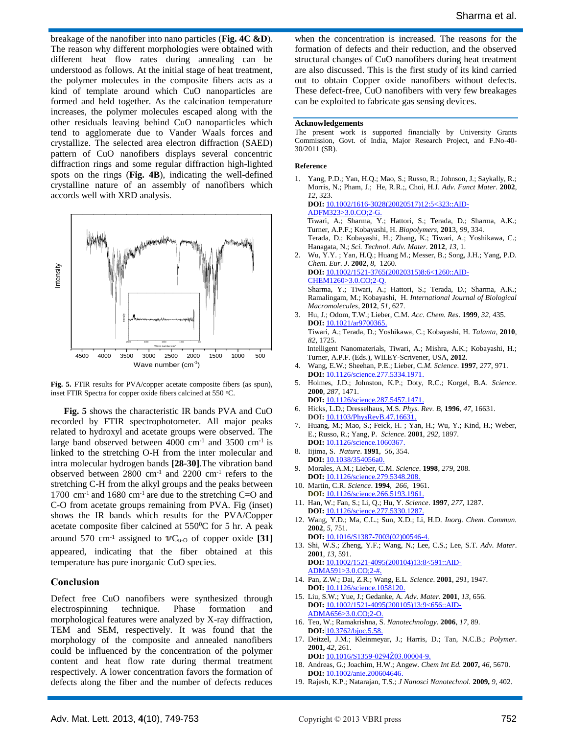breakage of the nanofiber into nano particles (**Fig. 4C &D**). The reason why different morphologies were obtained with different heat flow rates during annealing can be understood as follows. At the initial stage of heat treatment, the polymer molecules in the composite fibers acts as a kind of template around which CuO nanoparticles are formed and held together. As the calcination temperature increases, the polymer molecules escaped along with the other residuals leaving behind CuO nanoparticles which tend to agglomerate due to Vander Waals forces and crystallize. The selected area electron diffraction (SAED) pattern of CuO nanofibers displays several concentric diffraction rings and some regular diffraction high-lighted spots on the rings (**Fig. 4B**), indicating the well-defined crystalline nature of an assembly of nanofibers which accords well with XRD analysis.

**Fig. 5.** FTIR results for PVA/copper acetate composite fibers (as spun), inset FTIR Spectra for copper oxide fibers calcined at 550 °C.

**Fig. 5** shows the characteristic IR bands PVA and CuO recorded by FTIR spectrophotometer. All major peaks related to hydroxyl and acetate groups were observed. The large band observed between 4000 $cm^{-1}$ and 3500 $cm^{-1}$ is linked to the stretching O-H from the inter molecular and intra molecular hydrogen bands **[28-30]**.The vibration band observed between 2800 $cm^{-1}$ and 2200 $cm^{-1}$ refers to the stretching C-H from the alkyl groups and the peaks between 1700 $cm^{-1}$ and 1680 $cm^{-1}$ are due to the stretching C=O and C-O from acetate groups remaining from PVA. Fig (inset) shows the IR bands which results for the PVA/Copper acetate composite fiber calcined at 550$^0$C for 5 hr. A peak around 570 $cm^{-1}$ assigned to $\nu C_{u-O}$ of copper oxide **[31]** appeared, indicating that the fiber obtained at this temperature has pure inorganic CuO species.

## Conclusion

Defect free CuO nanofibers were synthesized through electrospinning technique. Phase formation and morphological features were analyzed by X-ray diffraction, TEM and SEM, respectively. It was found that the morphology of the composite and annealed nanofibers could be influenced by the concentration of the polymer content and heat flow rate during thermal treatment respectively. A lower concentration favors the formation of defects along the fiber and the number of defects reduces when the concentration is increased. The reasons for the formation of defects and their reduction, and the observed structural changes of CuO nanofibers during heat treatment are also discussed. This is the first study of its kind carried out to obtain Copper oxide nanofibers without defects. These defect-free, CuO nanofibers with very few breakages can be exploited to fabricate gas sensing devices.

### Acknowledgements

The present work is supported financially by University Grants Commission, Govt. of India, Major Research Project, and F.No-40-30/2011 (SR).

### Reference

1. Yang, P.D.; Yan, H.Q.; Mao, S.; Russo, R.; Johnson, J.; Saykally, R.; Morris, N.; Pham, J.; He, R.R.;, Choi, H.J. *Adv. Funct Mater*. **2002**, *12*, 323.
   **DOI:** 10.1002/1616-3028(20020517)12:5<323::AID-ADFM323>3.0.CO;2-G.
   Tiwari, A.; Sharma, Y.; Hattori, S.; Terada, D.; Sharma, A.K.; Turner, A.P.F.; Kobayashi, H. *Biopolymers*, **2013**, *99*, 334.
   Terada, D.; Kobayashi, H.; Zhang, K.; Tiwari, A.; Yoshikawa, C.; Hanagata, N.; *Sci. Technol. Adv. Mater.* **2012**, *13*, 1.
2. Wu, Y.Y. ; Yan, H.Q.; Huang M.; Messer, B.; Song, J.H.; Yang, P.D. *Chem. Eur. J*. **2002**, *8*, 1260.
   **DOI:** 10.1002/1521-3765(20020315)8:6<1260::AID-CHEM1260>3.0.CO;2-Q.
   Sharma, Y.; Tiwari, A.; Hattori, S.; Terada, D.; Sharma, A.K.; Ramalingam, M.; Kobayashi, H. *International Journal of Biological Macromolecules*, **2012**, *51*, 627.
3. Hu, J.; Odom, T.W.; Lieber, C.M. *Acc. Chem. Res*. **1999**, *32*, 435.
   **DOI:** 10.1021/ar9700365.
   Tiwari, A.; Terada, D.; Yoshikawa, C.; Kobayashi, H. *Talanta*, **2010**, *82*, 1725.
   Intelligent Nanomaterials, Tiwari, A.; Mishra, A.K.; Kobayashi, H.; Turner, A.P.F. (Eds.), WILEY-Scrivener, USA, **2012**.
4. Wang, E.W.; Sheehan, P.E.; Lieber, C.M. *Science*. **1997**, *277*, 971.
   **DOI:** 10.1126/science.277.5334.1971.
5. Holmes, J.D.; Johnston, K.P.; Doty, R.C.; Korgel, B.A. *Science*. **2000**, *287*, 1471.
   **DOI:** 10.1126/science.287.5457.1471.
6. Hicks, L.D.; Dresselhaus, M.S. *Phys. Rev. B*, **1996**, *47*, 16631.
   **DOI:** 10.1103/PhysRevB.47.16631.
7. Huang, M.; Mao, S.; Feick, H. ; Yan, H.; Wu, Y.; Kind, H.; Weber, E.; Russo, R.; Yang, P. *Science*. **2001**, *292*, 1897.
   **DOI:** 10.1126/science.1060367.
8. Iijima, S. *Nature*. **1991**, *56*, 354.
   **DOI:** 10.1038/354056a0.
9. Morales, A.M.; Lieber, C.M. *Science*. **1998**, *279*, 208.
   **DOI:** 10.1126/science.279.5348.208.
10. Martin, C.R. *Science*. **1994**, *266*, 1961.
    **DOI:** 10.1126/science.266.5193.1961.
11. Han, W.; Fan, S.; Li, Q.; Hu, Y. *Science*. **1997**, *277*, 1287.
    **DOI:** 10.1126/science.277.5330.1287.
12. Wang, Y.D.; Ma, C.L.; Sun, X.D.; Li, H.D. *Inorg. Chem. Commun*. **2002**, *5*, 751.
    **DOI:** 10.1016/S1387-7003(02)00546-4.
13. Shi, W.S.; Zheng, Y.F.; Wang, N.; Lee, C.S.; Lee, S.T. *Adv. Mater*. **2001**, *13*, 591.
    **DOI:** 10.1002/1521-4095(200104)13:8<591::AID-ADMA591>3.0.CO;2-#.
14. Pan, Z.W.; Dai, Z.R.; Wang, E.L. *Science*. **2001**, *291*, 1947.
    **DOI:** 10.1126/science.1058120.
15. Liu, S.W.; Yue, J.; Gedanke, A. *Adv. Mater*. **2001**, *13*, 656.
    **DOI:** 10.1002/1521-4095(200105)13:9<656::AID-ADMA656>3.0.CO;2-O.
16. Teo, W.; Ramakrishna, S. *Nanotechnology*. **2006**, *17*, 89.
    **DOI:** 10.3762/bjoc.5.58.
17. Deitzel, J.M.; Kleinmeyar, J.; Harris, D.; Tan, N.C.B.; *Polymer*. **2001,** *42*, 261.
    **DOI:** 10.1016/S1359-0294Ž03.00004-9.
18. Andreas, G.; Joachim, H.W.; Angew. *Chem Int Ed.* **2007,** *46*, 5670.
    **DOI:** 10.1002/anie.200604646.
19. Rajesh, K.P.; Natarajan, T.S.; *J Nanosci Nanotechnol.* **2009,** *9*, 402.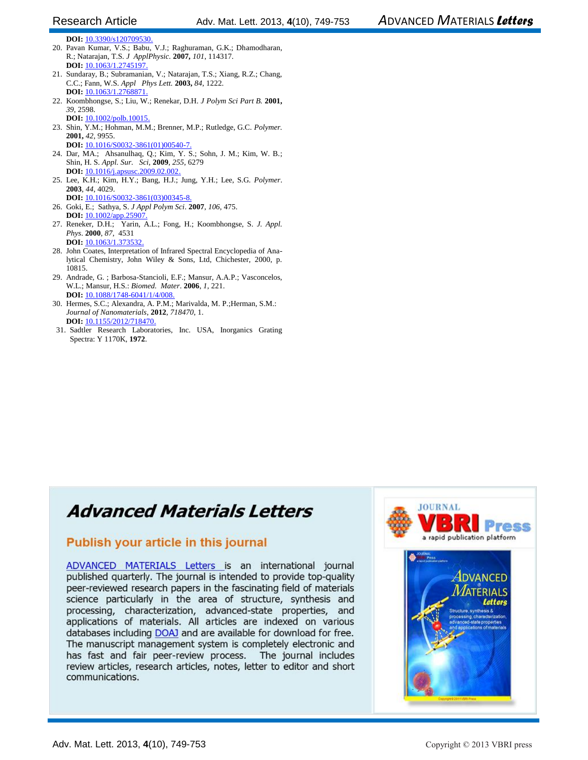**DOI:** 10.3390/s120709530.

20. Pavan Kumar, V.S.; Babu, V.J.; Raghuraman, G.K.; Dhamodharan, R.; Natarajan, T.S. *J ApplPhysic*. **2007,** *101*, 114317.
    **DOI:** 10.1063/1.2745197.
21. Sundaray, B.; Subramanian, V.; Natarajan, T.S.; Xiang, R.Z.; Chang, C.C.; Fann, W.S. *Appl Phys Lett.* **2003,** *84*, 1222.
    **DOI:** 10.1063/1.2768871.
22. Koombhongse, S.; Liu, W.; Renekar, D.H. *J Polym Sci Part B.* **2001,** *39*, 2598.
    **DOI:** 10.1002/polb.10015.
23. Shin, Y.M.; Hohman, M.M.; Brenner, M.P.; Rutledge, G.C. *Polymer*. **2001,** *42*, 9955.
    **DOI:** 10.1016/S0032-3861(01)00540-7.
24. Dar, MA.; Ahsanulhaq, Q.; Kim, Y. S.; Sohn, J. M.; Kim, W. B.; Shin, H. S. *Appl. Sur. Sci*, **2009**, *255*, 6279
    **DOI:** 10.1016/j.apsusc.2009.02.002.
25. Lee, K.H.; Kim, H.Y.; Bang, H.J.; Jung, Y.H.; Lee, S.G. *Polymer*. **2003**, *44*, 4029.
    **DOI:** 10.1016/S0032-3861(03)00345-8.
26. Goki, E.; Sathya, S. *J Appl Polym Sci*. **2007**, *106*, 475.
    **DOI:** 10.1002/app.25907.
27. Reneker, D.H.; Yarin, A.L.; Fong, H.; Koombhongse, S. *J. Appl. Phys*. **2000**, *87*, 4531
    **DOI:** 10.1063/1.373532.
28. John Coates, Interpretation of Infrared Spectral Encyclopedia of Analytical Chemistry, John Wiley & Sons, Ltd, Chichester, 2000, p. 10815.
29. Andrade, G. ; Barbosa-Stancioli, E.F.; Mansur, A.A.P.; Vasconcelos, W.L.; Mansur, H.S.: *Biomed. Mater*. **2006**, *1*, 221.
    **DOI:** 10.1088/1748-6041/1/4/008.
30. Hermes, S.C.; Alexandra, A. P.M.; Marivalda, M. P.;Herman, S.M.: *Journal of Nanomaterials*, **2012**, *718470*, 1.
    **DOI:** 10.1155/2012/718470.
31. Sadtler Research Laboratories, Inc. USA, Inorganics Grating Spectra: Y 1170K, **1972**.

## Advanced Materials Letters

### Publish your article in this journal

ADVANCED MATERIALS Letters is an international journal published quarterly. The journal is intended to provide top-quality peer-reviewed research papers in the fascinating field of materials science particularly in the area of structure, synthesis and processing, characterization, advanced-state properties, and applications of materials. All articles are indexed on various databases including DOAJ and are available for download for free. The manuscript management system is completely electronic and has fast and fair peer-review process. The journal includes review articles, research articles, notes, letter to editor and short communications.

Copyright © 2013 VBRI press